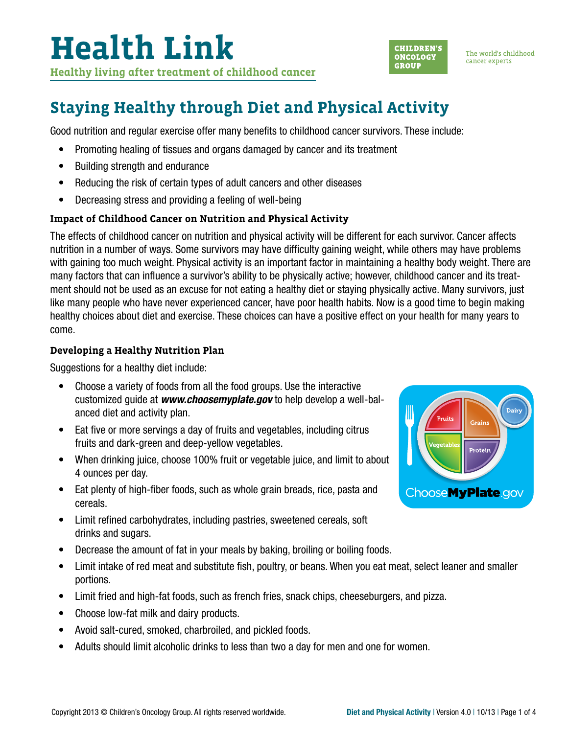# Health Link

**Healthy living after treatment of childhood cancer**

CHILDREN'S ONCOLOGY GROUP

The world's childhood cancer experts

## Staying Healthy through Diet and Physical Activity

Good nutrition and regular exercise offer many benefits to childhood cancer survivors. These include:

- Promoting healing of tissues and organs damaged by cancer and its treatment
- Building strength and endurance
- Reducing the risk of certain types of adult cancers and other diseases
- Decreasing stress and providing a feeling of well-being

### Impact of Childhood Cancer on Nutrition and Physical Activity

The effects of childhood cancer on nutrition and physical activity will be different for each survivor. Cancer affects nutrition in a number of ways. Some survivors may have difficulty gaining weight, while others may have problems with gaining too much weight. Physical activity is an important factor in maintaining a healthy body weight. There are many factors that can influence a survivor's ability to be physically active; however, childhood cancer and its treatment should not be used as an excuse for not eating a healthy diet or staying physically active. Many survivors, just like many people who have never experienced cancer, have poor health habits. Now is a good time to begin making healthy choices about diet and exercise. These choices can have a positive effect on your health for many years to come.

### Developing a Healthy Nutrition Plan

Suggestions for a healthy diet include:

- Choose a variety of foods from all the food groups. Use the interactive customized guide at ***www.choosemyplate.gov*** to help develop a well-balanced diet and activity plan.
- Eat five or more servings a day of fruits and vegetables, including citrus fruits and dark-green and deep-yellow vegetables.
- When drinking juice, choose 100% fruit or vegetable juice, and limit to about 4 ounces per day.
- Eat plenty of high-fiber foods, such as whole grain breads, rice, pasta and cereals.
- Limit refined carbohydrates, including pastries, sweetened cereals, soft drinks and sugars.
- Decrease the amount of fat in your meals by baking, broiling or boiling foods.
- Limit intake of red meat and substitute fish, poultry, or beans. When you eat meat, select leaner and smaller portions.
- Limit fried and high-fat foods, such as french fries, snack chips, cheeseburgers, and pizza.
- Choose low-fat milk and dairy products.
- Avoid salt-cured, smoked, charbroiled, and pickled foods.
- Adults should limit alcoholic drinks to less than two a day for men and one for women.

Copyright 2013 © Children's Oncology Group. All rights reserved worldwide.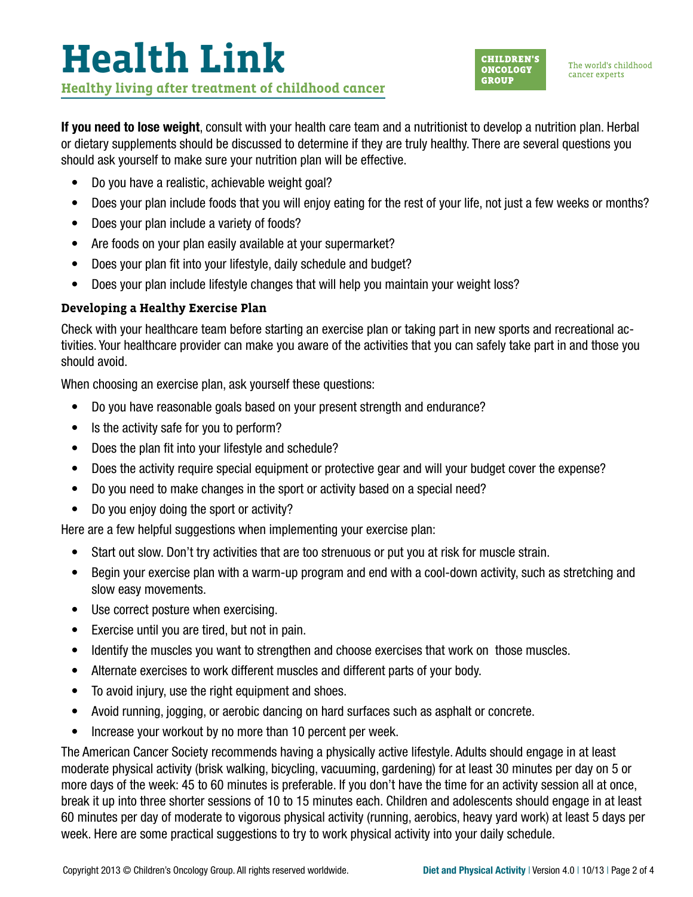**If you need to lose weight**, consult with your health care team and a nutritionist to develop a nutrition plan. Herbal or dietary supplements should be discussed to determine if they are truly healthy. There are several questions you should ask yourself to make sure your nutrition plan will be effective.

- Do you have a realistic, achievable weight goal?
- Does your plan include foods that you will enjoy eating for the rest of your life, not just a few weeks or months?
- Does your plan include a variety of foods?
- Are foods on your plan easily available at your supermarket?
- Does your plan fit into your lifestyle, daily schedule and budget?
- Does your plan include lifestyle changes that will help you maintain your weight loss?

### Developing a Healthy Exercise Plan

Check with your healthcare team before starting an exercise plan or taking part in new sports and recreational activities. Your healthcare provider can make you aware of the activities that you can safely take part in and those you should avoid.

When choosing an exercise plan, ask yourself these questions:

- Do you have reasonable goals based on your present strength and endurance?
- Is the activity safe for you to perform?
- Does the plan fit into your lifestyle and schedule?
- Does the activity require special equipment or protective gear and will your budget cover the expense?
- Do you need to make changes in the sport or activity based on a special need?
- Do you enjoy doing the sport or activity?

Here are a few helpful suggestions when implementing your exercise plan:

- Start out slow. Don't try activities that are too strenuous or put you at risk for muscle strain.
- Begin your exercise plan with a warm-up program and end with a cool-down activity, such as stretching and slow easy movements.
- Use correct posture when exercising.
- Exercise until you are tired, but not in pain.
- Identify the muscles you want to strengthen and choose exercises that work on those muscles.
- Alternate exercises to work different muscles and different parts of your body.
- To avoid injury, use the right equipment and shoes.
- Avoid running, jogging, or aerobic dancing on hard surfaces such as asphalt or concrete.
- Increase your workout by no more than 10 percent per week.

The American Cancer Society recommends having a physically active lifestyle. Adults should engage in at least moderate physical activity (brisk walking, bicycling, vacuuming, gardening) for at least 30 minutes per day on 5 or more days of the week: 45 to 60 minutes is preferable. If you don't have the time for an activity session all at once, break it up into three shorter sessions of 10 to 15 minutes each. Children and adolescents should engage in at least 60 minutes per day of moderate to vigorous physical activity (running, aerobics, heavy yard work) at least 5 days per week. Here are some practical suggestions to try to work physical activity into your daily schedule.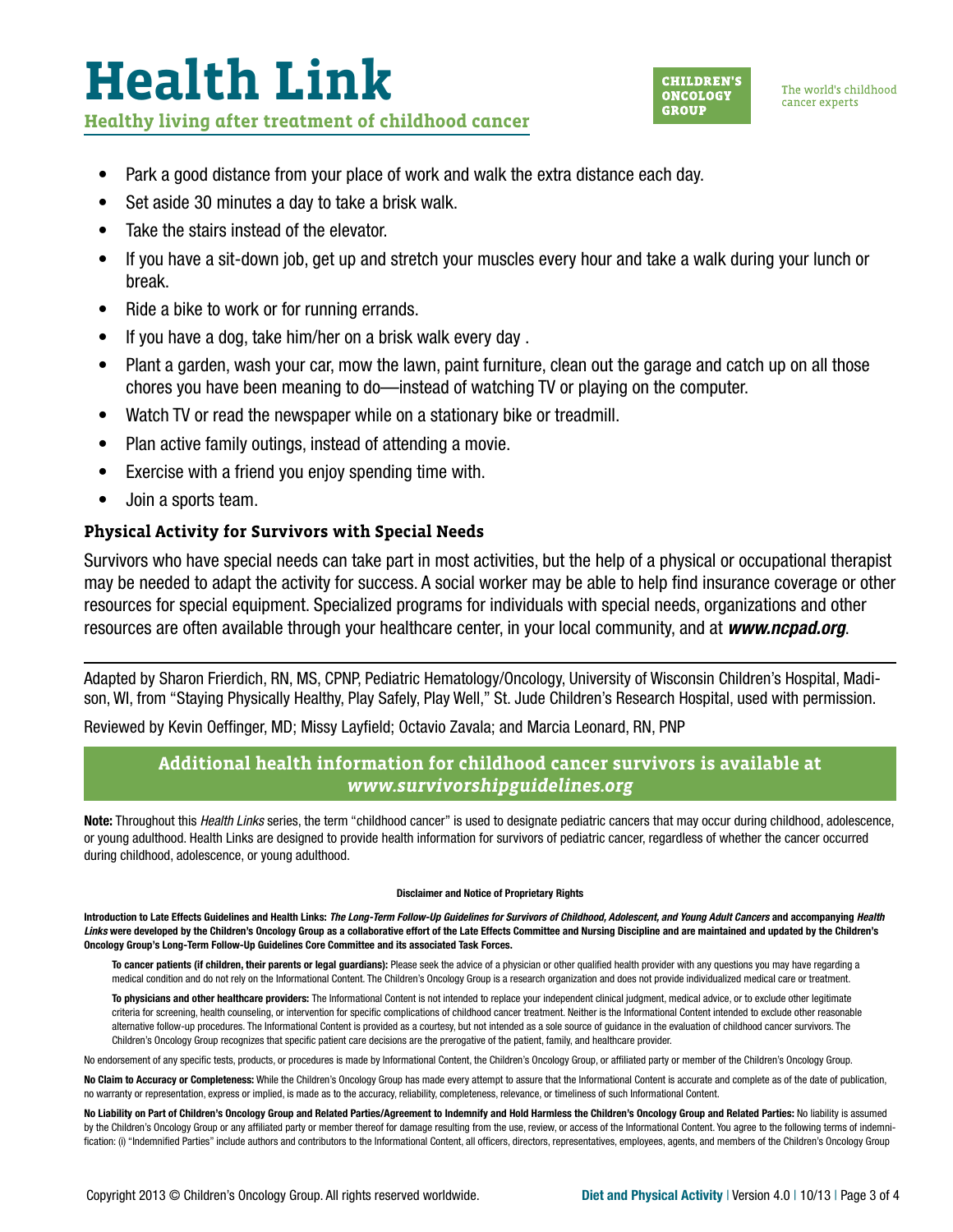- Park a good distance from your place of work and walk the extra distance each day.
- Set aside 30 minutes a day to take a brisk walk.
- Take the stairs instead of the elevator.
- If you have a sit-down job, get up and stretch your muscles every hour and take a walk during your lunch or break.
- Ride a bike to work or for running errands.
- If you have a dog, take him/her on a brisk walk every day .
- Plant a garden, wash your car, mow the lawn, paint furniture, clean out the garage and catch up on all those chores you have been meaning to do—instead of watching TV or playing on the computer.
- Watch TV or read the newspaper while on a stationary bike or treadmill.
- Plan active family outings, instead of attending a movie.
- Exercise with a friend you enjoy spending time with.
- Join a sports team.

### Physical Activity for Survivors with Special Needs

Survivors who have special needs can take part in most activities, but the help of a physical or occupational therapist may be needed to adapt the activity for success. A social worker may be able to help find insurance coverage or other resources for special equipment. Specialized programs for individuals with special needs, organizations and other resources are often available through your healthcare center, in your local community, and at ***www.ncpad.org***.

---

Adapted by Sharon Frierdich, RN, MS, CPNP, Pediatric Hematology/Oncology, University of Wisconsin Children's Hospital, Madison, WI, from "Staying Physically Healthy, Play Safely, Play Well," St. Jude Children's Research Hospital, used with permission.

Reviewed by Kevin Oeffinger, MD; Missy Layfield; Octavio Zavala; and Marcia Leonard, RN, PNP

**Additional health information for childhood cancer survivors is available at *www.survivorshipguidelines.org***

**Note:** Throughout this *Health Links* series, the term "childhood cancer" is used to designate pediatric cancers that may occur during childhood, adolescence, or young adulthood. Health Links are designed to provide health information for survivors of pediatric cancer, regardless of whether the cancer occurred during childhood, adolescence, or young adulthood.

**Disclaimer and Notice of Proprietary Rights**

**Introduction to Late Effects Guidelines and Health Links: *The Long-Term Follow-Up Guidelines for Survivors of Childhood, Adolescent, and Young Adult Cancers* and accompanying *Health Links* were developed by the Children's Oncology Group as a collaborative effort of the Late Effects Committee and Nursing Discipline and are maintained and updated by the Children's Oncology Group's Long-Term Follow-Up Guidelines Core Committee and its associated Task Forces.**

**To cancer patients (if children, their parents or legal guardians):** Please seek the advice of a physician or other qualified health provider with any questions you may have regarding a medical condition and do not rely on the Informational Content. The Children's Oncology Group is a research organization and does not provide individualized medical care or treatment.

**To physicians and other healthcare providers:** The Informational Content is not intended to replace your independent clinical judgment, medical advice, or to exclude other legitimate criteria for screening, health counseling, or intervention for specific complications of childhood cancer treatment. Neither is the Informational Content intended to exclude other reasonable alternative follow-up procedures. The Informational Content is provided as a courtesy, but not intended as a sole source of guidance in the evaluation of childhood cancer survivors. The Children's Oncology Group recognizes that specific patient care decisions are the prerogative of the patient, family, and healthcare provider.

No endorsement of any specific tests, products, or procedures is made by Informational Content, the Children's Oncology Group, or affiliated party or member of the Children's Oncology Group.

**No Claim to Accuracy or Completeness:** While the Children's Oncology Group has made every attempt to assure that the Informational Content is accurate and complete as of the date of publication, no warranty or representation, express or implied, is made as to the accuracy, reliability, completeness, relevance, or timeliness of such Informational Content.

**No Liability on Part of Children's Oncology Group and Related Parties/Agreement to Indemnify and Hold Harmless the Children's Oncology Group and Related Parties:** No liability is assumed by the Children's Oncology Group or any affiliated party or member thereof for damage resulting from the use, review, or access of the Informational Content. You agree to the following terms of indemnification: (i) "Indemnified Parties" include authors and contributors to the Informational Content, all officers, directors, representatives, employees, agents, and members of the Children's Oncology Group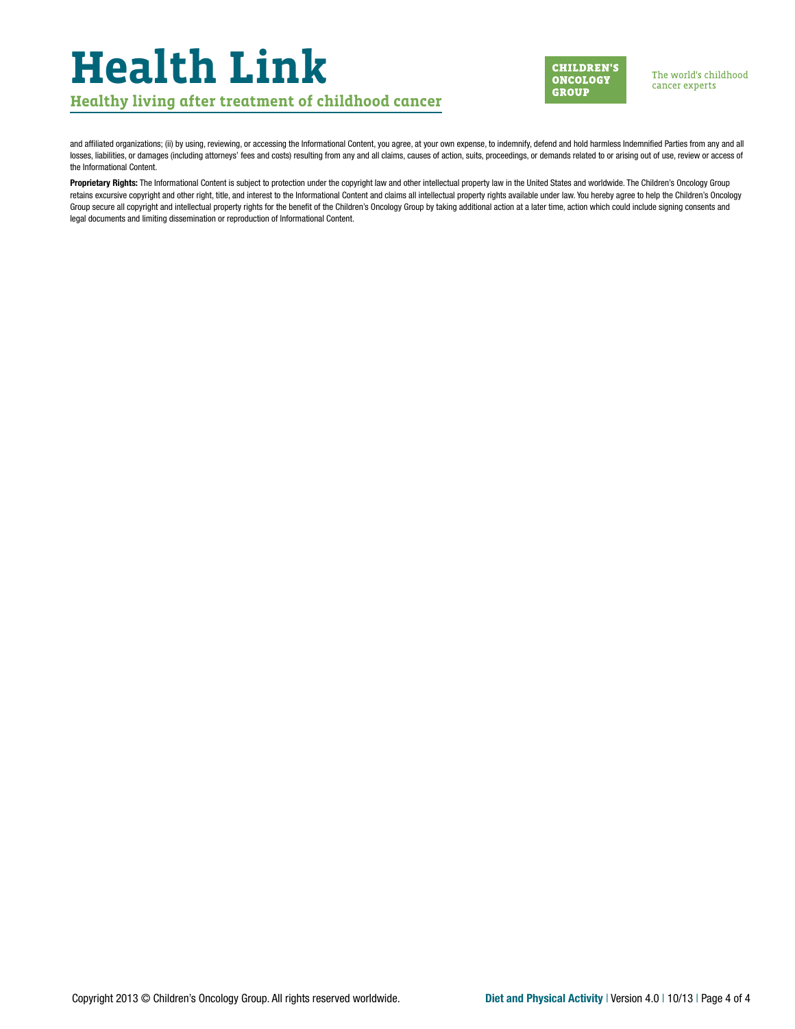and affiliated organizations; (ii) by using, reviewing, or accessing the Informational Content, you agree, at your own expense, to indemnify, defend and hold harmless Indemnified Parties from any and all losses, liabilities, or damages (including attorneys' fees and costs) resulting from any and all claims, causes of action, suits, proceedings, or demands related to or arising out of use, review or access of the Informational Content.

**Proprietary Rights:** The Informational Content is subject to protection under the copyright law and other intellectual property law in the United States and worldwide. The Children's Oncology Group retains excursive copyright and other right, title, and interest to the Informational Content and claims all intellectual property rights available under law. You hereby agree to help the Children's Oncology Group secure all copyright and intellectual property rights for the benefit of the Children's Oncology Group by taking additional action at a later time, action which could include signing consents and legal documents and limiting dissemination or reproduction of Informational Content.